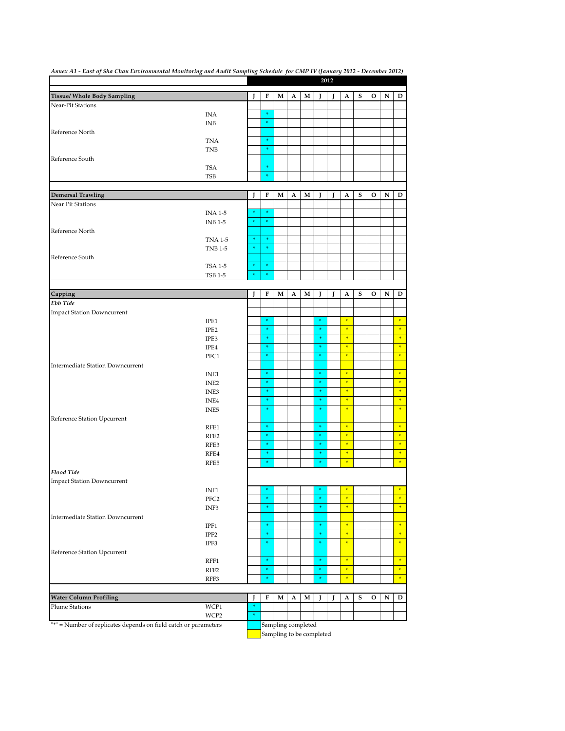*Annex A1 - East of Sha Chau Environmental Monitoring and Audit Sampling Schedule for CMP IV (January 2012 - December 2012)*

| | | 2012 | | | | | | | | | | | |
|---|---|---|---|---|---|---|---|---|---|---|---|---|---|
| **Tissue/ Whole Body Sampling** | | **J** | **F** | **M** | **A** | **M** | **J** | **J** | **A** | **S** | **O** | **N** | **D** |
| Near-Pit Stations | | | | | | | | | | | | | |
| | INA | | * | | | | | | | | | | |
| | INB | | * | | | | | | | | | | |
| Reference North | | | | | | | | | | | | | |
| | TNA | | * | | | | | | | | | | |
| | TNB | | * | | | | | | | | | | |
| Reference South | | | | | | | | | | | | | |
| | TSA | | * | | | | | | | | | | |
| | TSB | | * | | | | | | | | | | |
| **Demersal Trawling** | | **J** | **F** | **M** | **A** | **M** | **J** | **J** | **A** | **S** | **O** | **N** | **D** |
| Near Pit Stations | | | | | | | | | | | | | |
| | INA 1-5 | * | * | | | | | | | | | | |
| | INB 1-5 | * | * | | | | | | | | | | |
| Reference North | | | | | | | | | | | | | |
| | TNA 1-5 | * | * | | | | | | | | | | |
| | TNB 1-5 | * | * | | | | | | | | | | |
| Reference South | | | | | | | | | | | | | |
| | TSA 1-5 | * | * | | | | | | | | | | |
| | TSB 1-5 | * | * | | | | | | | | | | |
| **Capping** | | **J** | **F** | **M** | **A** | **M** | **J** | **J** | **A** | **S** | **O** | **N** | **D** |
| ***Ebb Tide*** | | | | | | | | | | | | | |
| Impact Station Downcurrent | | | | | | | | | | | | | |
| | IPE1 | | * | | | | * | | * | | | | * |
| | IPE2 | | * | | | | * | | * | | | | * |
| | IPE3 | | * | | | | * | | * | | | | * |
| | IPE4 | | * | | | | * | | * | | | | * |
| | PFC1 | | * | | | | * | | * | | | | * |
| Intermediate Station Downcurrent | | | | | | | | | | | | | |
| | INE1 | | * | | | | * | | * | | | | * |
| | INE2 | | * | | | | * | | * | | | | * |
| | INE3 | | * | | | | * | | * | | | | * |
| | INE4 | | * | | | | * | | * | | | | * |
| | INE5 | | * | | | | * | | * | | | | * |
| Reference Station Upcurrent | | | | | | | | | | | | | |
| | RFE1 | | * | | | | * | | * | | | | * |
| | RFE2 | | * | | | | * | | * | | | | * |
| | RFE3 | | * | | | | * | | * | | | | * |
| | RFE4 | | * | | | | * | | * | | | | * |
| | RFE5 | | * | | | | * | | * | | | | * |
| ***Flood Tide*** | | | | | | | | | | | | | |
| Impact Station Downcurrent | | | | | | | | | | | | | |
| | INF1 | | * | | | | * | | * | | | | * |
| | PFC2 | | * | | | | * | | * | | | | * |
| | INF3 | | * | | | | * | | * | | | | * |
| Intermediate Station Downcurrent | | | | | | | | | | | | | |
| | IPF1 | | * | | | | * | | * | | | | * |
| | IPF2 | | * | | | | * | | * | | | | * |
| | IPF3 | | * | | | | * | | * | | | | * |
| Reference Station Upcurrent | | | | | | | | | | | | | |
| | RFF1 | | * | | | | * | | * | | | | * |
| | RFF2 | | * | | | | * | | * | | | | * |
| | RFF3 | | * | | | | * | | * | | | | * |
| **Water Column Profiling** | | **J** | **F** | **M** | **A** | **M** | **J** | **J** | **A** | **S** | **O** | **N** | **D** |
| Plume Stations | WCP1 | * | | | | | | | | | | | |
| | WCP2 | * | | | | | | | | | | | |

"*" = Number of replicates depends on field catch or parameters

Sampling completed (cyan: Jan–Jun entries)

Sampling to be completed (yellow: Aug and Dec entries)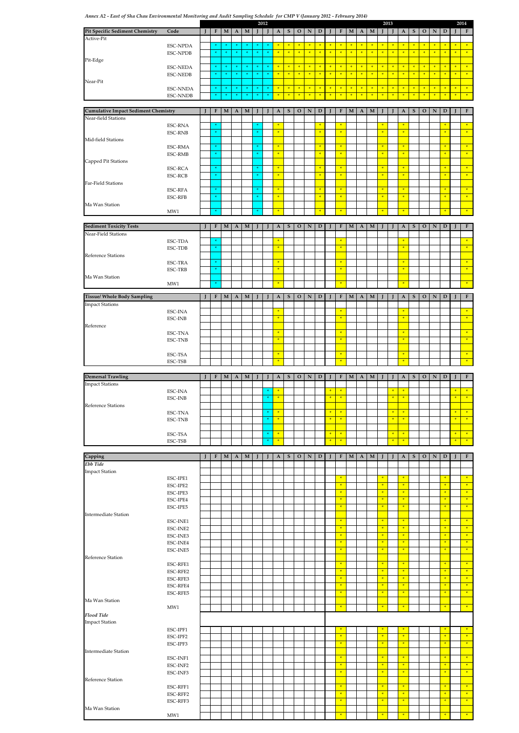*Annex A2 - East of Sha Chau Environmental Monitoring and Audit Sampling Schedule for CMP V (January 2012 - February 2014)*

| | | 2012 | | | | | | | | | | | | 2013 | | | | | | | | | | | | 2014 | |
|---|---|---|---|---|---|---|---|---|---|---|---|---|---|---|---|---|---|---|---|---|---|---|---|---|---|---|---|
| **Pit Specific Sediment Chemistry** | **Code** | **J** | **F** | **M** | **A** | **M** | **J** | **J** | **A** | **S** | **O** | **N** | **D** | **J** | **F** | **M** | **A** | **M** | **J** | **J** | **A** | **S** | **O** | **N** | **D** | **J** | **F** |
| Active-Pit | | | | | | | | | | | | | | | | | | | | | | | | | | | |
| | ESC-NPDA | | * | * | * | * | * | * | * | * | * | * | * | * | * | * | * | * | * | * | * | * | * | * | * | * | * |
| | ESC-NPDB | | * | * | * | * | * | * | * | * | * | * | * | * | * | * | * | * | * | * | * | * | * | * | * | * | * |
| Pit-Edge | | | | | | | | | | | | | | | | | | | | | | | | | | | |
| | ESC-NEDA | | * | * | * | * | * | * | * | * | * | * | * | * | * | * | * | * | * | * | * | * | * | * | * | * | * |
| | ESC-NEDB | | * | * | * | * | * | * | * | * | * | * | * | * | * | * | * | * | * | * | * | * | * | * | * | * | * |
| Near-Pit | | | | | | | | | | | | | | | | | | | | | | | | | | | |
| | ESC-NNDA | | * | * | * | * | * | * | * | * | * | * | * | * | * | * | * | * | * | * | * | * | * | * | * | * | * |
| | ESC-NNDB | | * | * | * | * | * | * | * | * | * | * | * | * | * | * | * | * | * | * | * | * | * | * | * | * | * |

| **Cumulative Impact Sediment Chemistry** | | **J** | **F** | **M** | **A** | **M** | **J** | **J** | **A** | **S** | **O** | **N** | **D** | **J** | **F** | **M** | **A** | **M** | **J** | **J** | **A** | **S** | **O** | **N** | **D** | **J** | **F** |
|---|---|---|---|---|---|---|---|---|---|---|---|---|---|---|---|---|---|---|---|---|---|---|---|---|---|---|---|
| Near-field Stations | | | | | | | | | | | | | | | | | | | | | | | | | | | |
| | ESC-RNA | | * | | | | * | | * | | | | * | | * | | | | * | | * | | | | * | | * |
| | ESC-RNB | | * | | | | * | | * | | | | * | | * | | | | * | | * | | | | * | | * |
| Mid-field Stations | | | | | | | | | | | | | | | | | | | | | | | | | | | |
| | ESC-RMA | | * | | | | * | | * | | | | * | | * | | | | * | | * | | | | * | | * |
| | ESC-RMB | | * | | | | * | | * | | | | * | | * | | | | * | | * | | | | * | | * |
| Capped Pit Stations | | | | | | | | | | | | | | | | | | | | | | | | | | | |
| | ESC-RCA | | * | | | | * | | * | | | | * | | * | | | | * | | * | | | | * | | * |
| | ESC-RCB | | * | | | | * | | * | | | | * | | * | | | | * | | * | | | | * | | * |
| Far-Field Stations | | | | | | | | | | | | | | | | | | | | | | | | | | | |
| | ESC-RFA | | * | | | | * | | * | | | | * | | * | | | | * | | * | | | | * | | * |
| | ESC-RFB | | * | | | | * | | * | | | | * | | * | | | | * | | * | | | | * | | * |
| Ma Wan Station | | | | | | | | | | | | | | | | | | | | | | | | | | | |
| | MW1 | | * | | | | * | | * | | | | * | | * | | | | * | | * | | | | * | | * |

| **Sediment Toxicity Tests** | | **J** | **F** | **M** | **A** | **M** | **J** | **J** | **A** | **S** | **O** | **N** | **D** | **J** | **F** | **M** | **A** | **M** | **J** | **J** | **A** | **S** | **O** | **N** | **D** | **J** | **F** |
|---|---|---|---|---|---|---|---|---|---|---|---|---|---|---|---|---|---|---|---|---|---|---|---|---|---|---|---|
| Near-Field Stations | | | | | | | | | | | | | | | | | | | | | | | | | | | |
| | ESC-TDA | | * | | | | | | * | | | | | | * | | | | | | * | | | | | | * |
| | ESC-TDB | | * | | | | | | * | | | | | | * | | | | | | * | | | | | | * |
| Reference Stations | | | | | | | | | | | | | | | | | | | | | | | | | | | |
| | ESC-TRA | | * | | | | | | * | | | | | | * | | | | | | * | | | | | | * |
| | ESC-TRB | | * | | | | | | * | | | | | | * | | | | | | * | | | | | | * |
| Ma Wan Station | | | | | | | | | | | | | | | | | | | | | | | | | | | |
| | MW1 | | * | | | | | | * | | | | | | * | | | | | | * | | | | | | * |

| **Tissue/ Whole Body Sampling** | | **J** | **F** | **M** | **A** | **M** | **J** | **J** | **A** | **S** | **O** | **N** | **D** | **J** | **F** | **M** | **A** | **M** | **J** | **J** | **A** | **S** | **O** | **N** | **D** | **J** | **F** |
|---|---|---|---|---|---|---|---|---|---|---|---|---|---|---|---|---|---|---|---|---|---|---|---|---|---|---|---|
| Impact Stations | | | | | | | | | | | | | | | | | | | | | | | | | | | |
| | ESC-INA | | | | | | | | * | | | | | | * | | | | | | * | | | | | | * |
| | ESC-INB | | | | | | | | * | | | | | | * | | | | | | * | | | | | | * |
| Reference | | | | | | | | | | | | | | | | | | | | | | | | | | | |
| | ESC-TNA | | | | | | | | * | | | | | | * | | | | | | * | | | | | | * |
| | ESC-TNB | | | | | | | | * | | | | | | * | | | | | | * | | | | | | * |
| | | | | | | | | | | | | | | | | | | | | | | | | | | | |
| | ESC-TSA | | | | | | | | * | | | | | | * | | | | | | * | | | | | | * |
| | ESC-TSB | | | | | | | | * | | | | | | * | | | | | | * | | | | | | * |

| **Demersal Trawling** | | **J** | **F** | **M** | **A** | **M** | **J** | **J** | **A** | **S** | **O** | **N** | **D** | **J** | **F** | **M** | **A** | **M** | **J** | **J** | **A** | **S** | **O** | **N** | **D** | **J** | **F** |
|---|---|---|---|---|---|---|---|---|---|---|---|---|---|---|---|---|---|---|---|---|---|---|---|---|---|---|---|
| Impact Stations | | | | | | | | | | | | | | | | | | | | | | | | | | | |
| | ESC-INA | | | | | | | * | * | | | | | * | * | | | | | * | * | | | | | * | * |
| | ESC-INB | | | | | | | * | * | | | | | * | * | | | | | * | * | | | | | * | * |
| Reference Stations | | | | | | | | | | | | | | | | | | | | | | | | | | | |
| | ESC-TNA | | | | | | | * | * | | | | | * | * | | | | | * | * | | | | | * | * |
| | ESC-TNB | | | | | | | * | * | | | | | * | * | | | | | * | * | | | | | * | * |
| | | | | | | | | | | | | | | | | | | | | | | | | | | | |
| | ESC-TSA | | | | | | | * | * | | | | | * | * | | | | | * | * | | | | | * | * |
| | ESC-TSB | | | | | | | * | * | | | | | * | * | | | | | * | * | | | | | * | * |

| **Capping** | | **J** | **F** | **M** | **A** | **M** | **J** | **J** | **A** | **S** | **O** | **N** | **D** | **J** | **F** | **M** | **A** | **M** | **J** | **J** | **A** | **S** | **O** | **N** | **D** | **J** | **F** |
|---|---|---|---|---|---|---|---|---|---|---|---|---|---|---|---|---|---|---|---|---|---|---|---|---|---|---|---|
| ***Ebb Tide*** | | | | | | | | | | | | | | | | | | | | | | | | | | | |
| Impact Station | | | | | | | | | | | | | | | | | | | | | | | | | | | |
| | ESC-IPE1 | | | | | | | | | | | | | | * | | | | * | | * | | | | * | | * |
| | ESC-IPE2 | | | | | | | | | | | | | | * | | | | * | | * | | | | * | | * |
| | ESC-IPE3 | | | | | | | | | | | | | | * | | | | * | | * | | | | * | | * |
| | ESC-IPE4 | | | | | | | | | | | | | | * | | | | * | | * | | | | * | | * |
| | ESC-IPE5 | | | | | | | | | | | | | | * | | | | * | | * | | | | * | | * |
| Intermediate Station | | | | | | | | | | | | | | | | | | | | | | | | | | | |
| | ESC-INE1 | | | | | | | | | | | | | | * | | | | * | | * | | | | * | | * |
| | ESC-INE2 | | | | | | | | | | | | | | * | | | | * | | * | | | | * | | * |
| | ESC-INE3 | | | | | | | | | | | | | | * | | | | * | | * | | | | * | | * |
| | ESC-INE4 | | | | | | | | | | | | | | * | | | | * | | * | | | | * | | * |
| | ESC-INE5 | | | | | | | | | | | | | | * | | | | * | | * | | | | * | | * |
| Reference Station | | | | | | | | | | | | | | | | | | | | | | | | | | | |
| | ESC-RFE1 | | | | | | | | | | | | | | * | | | | * | | * | | | | * | | * |
| | ESC-RFE2 | | | | | | | | | | | | | | * | | | | * | | * | | | | * | | * |
| | ESC-RFE3 | | | | | | | | | | | | | | * | | | | * | | * | | | | * | | * |
| | ESC-RFE4 | | | | | | | | | | | | | | * | | | | * | | * | | | | * | | * |
| | ESC-RFE5 | | | | | | | | | | | | | | * | | | | * | | * | | | | * | | * |
| Ma Wan Station | | | | | | | | | | | | | | | | | | | | | | | | | | | |
| | MW1 | | | | | | | | | | | | | | * | | | | * | | * | | | | * | | * |
| ***Flood Tide*** | | | | | | | | | | | | | | | | | | | | | | | | | | | |
| Impact Station | | | | | | | | | | | | | | | | | | | | | | | | | | | |
| | ESC-IPF1 | | | | | | | | | | | | | | * | | | | * | | * | | | | * | | * |
| | ESC-IPF2 | | | | | | | | | | | | | | * | | | | * | | * | | | | * | | * |
| | ESC-IPF3 | | | | | | | | | | | | | | * | | | | * | | * | | | | * | | * |
| Intermediate Station | | | | | | | | | | | | | | | | | | | | | | | | | | | |
| | ESC-INF1 | | | | | | | | | | | | | | * | | | | * | | * | | | | * | | * |
| | ESC-INF2 | | | | | | | | | | | | | | * | | | | * | | * | | | | * | | * |
| | ESC-INF3 | | | | | | | | | | | | | | * | | | | * | | * | | | | * | | * |
| Reference Station | | | | | | | | | | | | | | | | | | | | | | | | | | | |
| | ESC-RFF1 | | | | | | | | | | | | | | * | | | | * | | * | | | | * | | * |
| | ESC-RFF2 | | | | | | | | | | | | | | * | | | | * | | * | | | | * | | * |
| | ESC-RFF3 | | | | | | | | | | | | | | * | | | | * | | * | | | | * | | * |
| Ma Wan Station | | | | | | | | | | | | | | | | | | | | | | | | | | | |
| | MW1 | | | | | | | | | | | | | | * | | | | * | | * | | | | * | | * |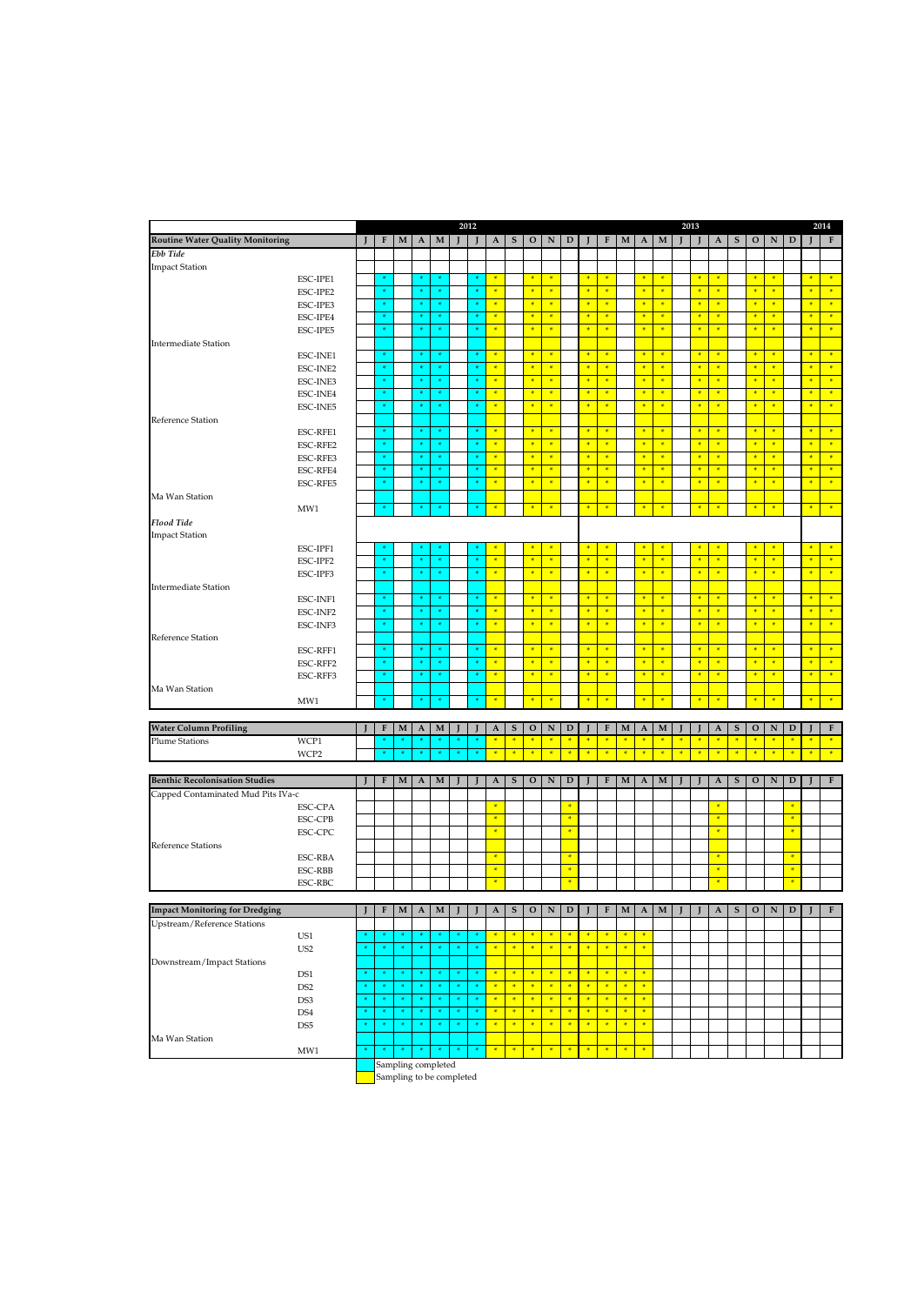| | | 2012 | | | | | | | | | | | | 2013 | | | | | | | | | | | | 2014 | |
|---|---|---|---|---|---|---|---|---|---|---|---|---|---|---|---|---|---|---|---|---|---|---|---|---|---|---|---|
| **Routine Water Quality Monitoring** | | J | F | M | A | M | J | J | A | S | O | N | D | J | F | M | A | M | J | J | A | S | O | N | D | J | F |
| ***Ebb Tide*** | | | | | | | | | | | | | | | | | | | | | | | | | | | |
| Impact Station | | | | | | | | | | | | | | | | | | | | | | | | | | | |
| | ESC-IPE1 | | * | | * | * | | * | * | | * | * | | * | * | | * | * | | * | * | | * | * | | * | * |
| | ESC-IPE2 | | * | | * | * | | * | * | | * | * | | * | * | | * | * | | * | * | | * | * | | * | * |
| | ESC-IPE3 | | * | | * | * | | * | * | | * | * | | * | * | | * | * | | * | * | | * | * | | * | * |
| | ESC-IPE4 | | * | | * | * | | * | * | | * | * | | * | * | | * | * | | * | * | | * | * | | * | * |
| | ESC-IPE5 | | * | | * | * | | * | * | | * | * | | * | * | | * | * | | * | * | | * | * | | * | * |
| Intermediate Station | | | | | | | | | | | | | | | | | | | | | | | | | | | |
| | ESC-INE1 | | * | | * | * | | * | * | | * | * | | * | * | | * | * | | * | * | | * | * | | * | * |
| | ESC-INE2 | | * | | * | * | | * | * | | * | * | | * | * | | * | * | | * | * | | * | * | | * | * |
| | ESC-INE3 | | * | | * | * | | * | * | | * | * | | * | * | | * | * | | * | * | | * | * | | * | * |
| | ESC-INE4 | | * | | * | * | | * | * | | * | * | | * | * | | * | * | | * | * | | * | * | | * | * |
| | ESC-INE5 | | * | | * | * | | * | * | | * | * | | * | * | | * | * | | * | * | | * | * | | * | * |
| Reference Station | | | | | | | | | | | | | | | | | | | | | | | | | | | |
| | ESC-RFE1 | | * | | * | * | | * | * | | * | * | | * | * | | * | * | | * | * | | * | * | | * | * |
| | ESC-RFE2 | | * | | * | * | | * | * | | * | * | | * | * | | * | * | | * | * | | * | * | | * | * |
| | ESC-RFE3 | | * | | * | * | | * | * | | * | * | | * | * | | * | * | | * | * | | * | * | | * | * |
| | ESC-RFE4 | | * | | * | * | | * | * | | * | * | | * | * | | * | * | | * | * | | * | * | | * | * |
| | ESC-RFE5 | | * | | * | * | | * | * | | * | * | | * | * | | * | * | | * | * | | * | * | | * | * |
| Ma Wan Station | | | | | | | | | | | | | | | | | | | | | | | | | | | |
| | MW1 | | * | | * | * | | * | * | | * | * | | * | * | | * | * | | * | * | | * | * | | * | * |
| ***Flood Tide*** | | | | | | | | | | | | | | | | | | | | | | | | | | | |
| Impact Station | | | | | | | | | | | | | | | | | | | | | | | | | | | |
| | ESC-IPF1 | | * | | * | * | | * | * | | * | * | | * | * | | * | * | | * | * | | * | * | | * | * |
| | ESC-IPF2 | | * | | * | * | | * | * | | * | * | | * | * | | * | * | | * | * | | * | * | | * | * |
| | ESC-IPF3 | | * | | * | * | | * | * | | * | * | | * | * | | * | * | | * | * | | * | * | | * | * |
| Intermediate Station | | | | | | | | | | | | | | | | | | | | | | | | | | | |
| | ESC-INF1 | | * | | * | * | | * | * | | * | * | | * | * | | * | * | | * | * | | * | * | | * | * |
| | ESC-INF2 | | * | | * | * | | * | * | | * | * | | * | * | | * | * | | * | * | | * | * | | * | * |
| | ESC-INF3 | | * | | * | * | | * | * | | * | * | | * | * | | * | * | | * | * | | * | * | | * | * |
| Reference Station | | | | | | | | | | | | | | | | | | | | | | | | | | | |
| | ESC-RFF1 | | * | | * | * | | * | * | | * | * | | * | * | | * | * | | * | * | | * | * | | * | * |
| | ESC-RFF2 | | * | | * | * | | * | * | | * | * | | * | * | | * | * | | * | * | | * | * | | * | * |
| | ESC-RFF3 | | * | | * | * | | * | * | | * | * | | * | * | | * | * | | * | * | | * | * | | * | * |
| Ma Wan Station | | | | | | | | | | | | | | | | | | | | | | | | | | | |
| | MW1 | | * | | * | * | | * | * | | * | * | | * | * | | * | * | | * | * | | * | * | | * | * |

| **Water Column Profiling** | | J | F | M | A | M | J | J | A | S | O | N | D | J | F | M | A | M | J | J | A | S | O | N | D | J | F |
|---|---|---|---|---|---|---|---|---|---|---|---|---|---|---|---|---|---|---|---|---|---|---|---|---|---|---|---|
| Plume Stations | WCP1 | | * | * | * | * | * | * | * | * | * | * | * | * | * | * | * | * | * | * | * | * | * | * | * | * | * |
| | WCP2 | | * | * | * | * | * | * | * | * | * | * | * | * | * | * | * | * | * | * | * | * | * | * | * | * | * |

| **Benthic Recolonisation Studies** | | J | F | M | A | M | J | J | A | S | O | N | D | J | F | M | A | M | J | J | A | S | O | N | D | J | F |
|---|---|---|---|---|---|---|---|---|---|---|---|---|---|---|---|---|---|---|---|---|---|---|---|---|---|---|---|
| Capped Contaminated Mud Pits IVa-c | | | | | | | | | | | | | | | | | | | | | | | | | | | |
| | ESC-CPA | | | | | | | | * | | | | * | | | | | | | | * | | | | * | | |
| | ESC-CPB | | | | | | | | * | | | | * | | | | | | | | * | | | | * | | |
| | ESC-CPC | | | | | | | | * | | | | * | | | | | | | | * | | | | * | | |
| Reference Stations | | | | | | | | | | | | | | | | | | | | | | | | | | | |
| | ESC-RBA | | | | | | | | * | | | | * | | | | | | | | * | | | | * | | |
| | ESC-RBB | | | | | | | | * | | | | * | | | | | | | | * | | | | * | | |
| | ESC-RBC | | | | | | | | * | | | | * | | | | | | | | * | | | | * | | |

| **Impact Monitoring for Dredging** | | J | F | M | A | M | J | J | A | S | O | N | D | J | F | M | A | M | J | J | A | S | O | N | D | J | F |
|---|---|---|---|---|---|---|---|---|---|---|---|---|---|---|---|---|---|---|---|---|---|---|---|---|---|---|---|
| Upstream/Reference Stations | | | | | | | | | | | | | | | | | | | | | | | | | | | |
| | US1 | * | * | * | * | * | * | * | * | * | * | * | * | * | * | * | * | | | | | | | | | | |
| | US2 | * | * | * | * | * | * | * | * | * | * | * | * | * | * | * | * | | | | | | | | | | |
| Downstream/Impact Stations | | | | | | | | | | | | | | | | | | | | | | | | | | | |
| | DS1 | * | * | * | * | * | * | * | * | * | * | * | * | * | * | * | * | | | | | | | | | | |
| | DS2 | * | * | * | * | * | * | * | * | * | * | * | * | * | * | * | * | | | | | | | | | | |
| | DS3 | * | * | * | * | * | * | * | * | * | * | * | * | * | * | * | * | | | | | | | | | | |
| | DS4 | * | * | * | * | * | * | * | * | * | * | * | * | * | * | * | * | | | | | | | | | | |
| | DS5 | * | * | * | * | * | * | * | * | * | * | * | * | * | * | * | * | | | | | | | | | | |
| Ma Wan Station | | | | | | | | | | | | | | | | | | | | | | | | | | | |
| | MW1 | * | * | * | * | * | * | * | * | * | * | * | * | * | * | * | * | | | | | | | | | | |

Sampling completed

Sampling to be completed